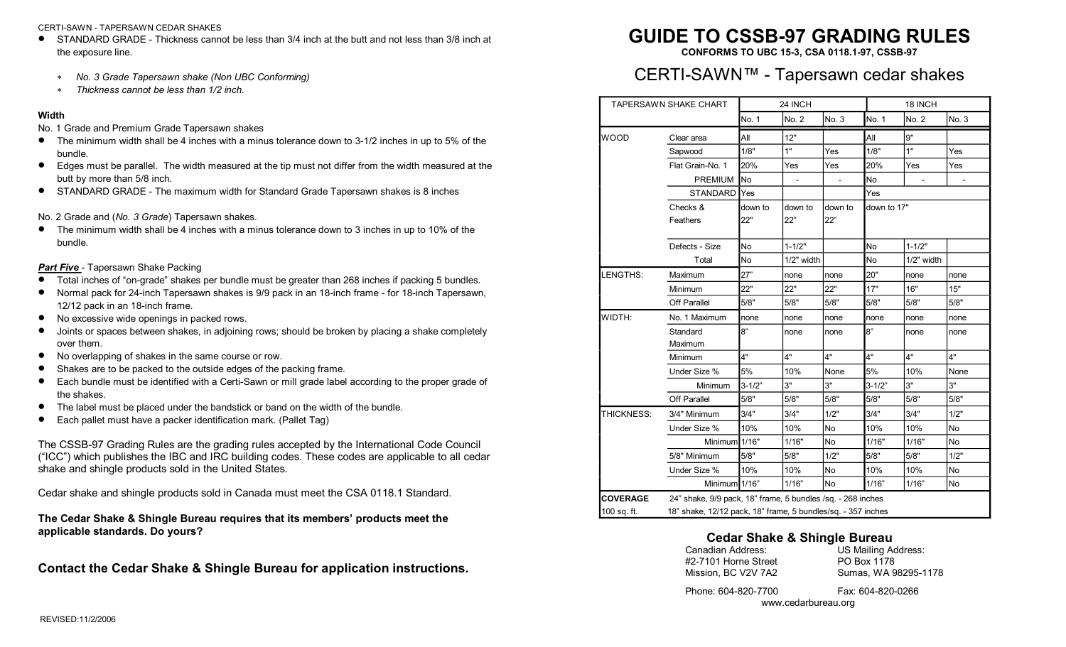CERTI-SAWN - TAPERSAWN CEDAR SHAKES

- STANDARD GRADE - Thickness cannot be less than 3/4 inch at the butt and not less than 3/8 inch at the exposure line.
    - *No. 3 Grade Tapersawn shake (Non UBC Conforming)*
    - *Thickness cannot be less than 1/2 inch.*

**Width**

No. 1 Grade and Premium Grade Tapersawn shakes

- The minimum width shall be 4 inches with a minus tolerance down to 3-1/2 inches in up to 5% of the bundle.
- Edges must be parallel. The width measured at the tip must not differ from the width measured at the butt by more than 5/8 inch.
- STANDARD GRADE - The maximum width for Standard Grade Tapersawn shakes is 8 inches

No. 2 Grade and (*No. 3 Grade*) Tapersawn shakes.

- The minimum width shall be 4 inches with a minus tolerance down to 3 inches in up to 10% of the bundle.

***Part Five*** - Tapersawn Shake Packing

- Total inches of "on-grade" shakes per bundle must be greater than 268 inches if packing 5 bundles.
- Normal pack for 24-inch Tapersawn shakes is 9/9 pack in an 18-inch frame - for 18-inch Tapersawn, 12/12 pack in an 18-inch frame.
- No excessive wide openings in packed rows.
- Joints or spaces between shakes, in adjoining rows; should be broken by placing a shake completely over them.
- No overlapping of shakes in the same course or row.
- Shakes are to be packed to the outside edges of the packing frame.
- Each bundle must be identified with a Certi-Sawn or mill grade label according to the proper grade of the shakes.
- The label must be placed under the bandstick or band on the width of the bundle.
- Each pallet must have a packer identification mark. (Pallet Tag)

The CSSB-97 Grading Rules are the grading rules accepted by the International Code Council ("ICC") which publishes the IBC and IRC building codes. These codes are applicable to all cedar shake and shingle products sold in the United States.

Cedar shake and shingle products sold in Canada must meet the CSA 0118.1 Standard.

**The Cedar Shake & Shingle Bureau requires that its members' products meet the applicable standards. Do yours?**

**Contact the Cedar Shake & Shingle Bureau for application instructions.**

REVISED:11/2/2006

# GUIDE TO CSSB-97 GRADING RULES

**CONFORMS TO UBC 15-3, CSA 0118.1-97, CSSB-97**

## CERTI-SAWN™ - Tapersawn cedar shakes

| TAPERSAWN SHAKE CHART | | 24 INCH | | | 18 INCH | | |
|---|---|---|---|---|---|---|---|
| | | No. 1 | No. 2 | No. 3 | No. 1 | No. 2 | No. 3 |
| WOOD | Clear area | All | 12" | | All | 9" | |
| | Sapwood | 1/8" | 1" | Yes | 1/8" | 1" | Yes |
| | Flat Grain-No. 1 | 20% | Yes | Yes | 20% | Yes | Yes |
| | PREMIUM | No | - | - | No | - | - |
| | STANDARD | Yes | | | Yes | | |
| | Checks & Feathers | down to 22" | down to 22" | down to 22" | down to 17" | | |
| | Defects - Size | No | 1-1/2" | | No | 1-1/2" | |
| | Total | No | 1/2" width | | No | 1/2" width | |
| LENGTHS: | Maximum | 27" | none | none | 20" | none | none |
| | Minimum | 22" | 22" | 22" | 17" | 16" | 15" |
| | Off Parallel | 5/8" | 5/8" | 5/8" | 5/8" | 5/8" | 5/8" |
| WIDTH: | No. 1 Maximum | none | none | none | none | none | none |
| | Standard Maximum | 8" | none | none | 8" | none | none |
| | Minimum | 4" | 4" | 4" | 4" | 4" | 4" |
| | Under Size % | 5% | 10% | None | 5% | 10% | None |
| | Minimum | 3-1/2" | 3" | 3" | 3-1/2" | 3" | 3" |
| | Off Parallel | 5/8" | 5/8" | 5/8" | 5/8" | 5/8" | 5/8" |
| THICKNESS: | 3/4" Minimum | 3/4" | 3/4" | 1/2" | 3/4" | 3/4" | 1/2" |
| | Under Size % | 10% | 10% | No | 10% | 10% | No |
| | Minimum | 1/16" | 1/16" | No | 1/16" | 1/16" | No |
| | 5/8" Minimum | 5/8" | 5/8" | 1/2" | 5/8" | 5/8" | 1/2" |
| | Under Size % | 10% | 10% | No | 10% | 10% | No |
| | Minimum | 1/16" | 1/16" | No | 1/16" | 1/16" | No |
| **COVERAGE** | 24" shake, 9/9 pack, 18" frame, 5 bundles /sq. - 268 inches | | | | | | |
| 100 sq. ft. | 18" shake, 12/12 pack, 18" frame, 5 bundles/sq. - 357 inches | | | | | | |

### Cedar Shake & Shingle Bureau

Canadian Address:
#2-7101 Horne Street
Mission, BC V2V 7A2

US Mailing Address:
PO Box 1178
Sumas, WA 98295-1178

Phone: 604-820-7700

Fax: 604-820-0266

www.cedarbureau.org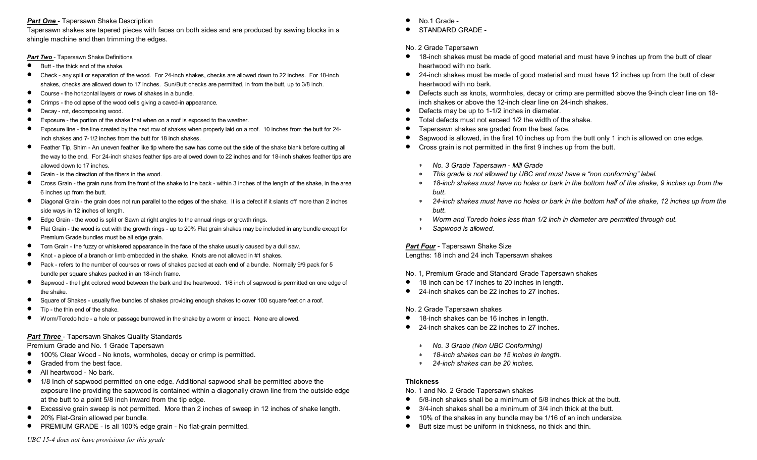***Part One*** - Tapersawn Shake Description

Tapersawn shakes are tapered pieces with faces on both sides and are produced by sawing blocks in a shingle machine and then trimming the edges.

***Part Two*** - Tapersawn Shake Definitions

- Butt - the thick end of the shake.
- Check - any split or separation of the wood. For 24-inch shakes, checks are allowed down to 22 inches. For 18-inch shakes, checks are allowed down to 17 inches. Sun/Butt checks are permitted, in from the butt, up to 3/8 inch.
- Course - the horizontal layers or rows of shakes in a bundle.
- Crimps - the collapse of the wood cells giving a caved-in appearance.
- Decay - rot, decomposing wood.
- Exposure - the portion of the shake that when on a roof is exposed to the weather.
- Exposure line - the line created by the next row of shakes when properly laid on a roof. 10 inches from the butt for 24-inch shakes and 7-1/2 inches from the butt for 18 inch shakes.
- Feather Tip, Shim - An uneven feather like tip where the saw has come out the side of the shake blank before cutting all the way to the end. For 24-inch shakes feather tips are allowed down to 22 inches and for 18-inch shakes feather tips are allowed down to 17 inches.
- Grain - is the direction of the fibers in the wood.
- Cross Grain - the grain runs from the front of the shake to the back - within 3 inches of the length of the shake, in the area 6 inches up from the butt.
- Diagonal Grain - the grain does not run parallel to the edges of the shake. It is a defect if it slants off more than 2 inches side ways in 12 inches of length.
- Edge Grain - the wood is split or Sawn at right angles to the annual rings or growth rings.
- Flat Grain - the wood is cut with the growth rings - up to 20% Flat grain shakes may be included in any bundle except for Premium Grade bundles must be all edge grain.
- Torn Grain - the fuzzy or whiskered appearance in the face of the shake usually caused by a dull saw.
- Knot - a piece of a branch or limb embedded in the shake. Knots are not allowed in #1 shakes.
- Pack - refers to the number of courses or rows of shakes packed at each end of a bundle. Normally 9/9 pack for 5 bundle per square shakes packed in an 18-inch frame.
- Sapwood - the light colored wood between the bark and the heartwood. 1/8 inch of sapwood is permitted on one edge of the shake.
- Square of Shakes - usually five bundles of shakes providing enough shakes to cover 100 square feet on a roof.
- Tip - the thin end of the shake.
- Worm/Toredo hole - a hole or passage burrowed in the shake by a worm or insect. None are allowed.

***Part Three*** - Tapersawn Shakes Quality Standards

Premium Grade and No. 1 Grade Tapersawn

- 100% Clear Wood - No knots, wormholes, decay or crimp is permitted.
- Graded from the best face.
- All heartwood - No bark.
- 1/8 Inch of sapwood permitted on one edge. Additional sapwood shall be permitted above the exposure line providing the sapwood is contained within a diagonally drawn line from the outside edge at the butt to a point 5/8 inch inward from the tip edge.
- Excessive grain sweep is not permitted. More than 2 inches of sweep in 12 inches of shake length.
- 20% Flat-Grain allowed per bundle.
- PREMIUM GRADE - is all 100% edge grain - No flat-grain permitted.

*UBC 15-4 does not have provisions for this grade*

- No.1 Grade -
- STANDARD GRADE -

No. 2 Grade Tapersawn

- 18-inch shakes must be made of good material and must have 9 inches up from the butt of clear heartwood with no bark.
- 24-inch shakes must be made of good material and must have 12 inches up from the butt of clear heartwood with no bark.
- Defects such as knots, wormholes, decay or crimp are permitted above the 9-inch clear line on 18-inch shakes or above the 12-inch clear line on 24-inch shakes.
- Defects may be up to 1-1/2 inches in diameter.
- Total defects must not exceed 1/2 the width of the shake.
- Tapersawn shakes are graded from the best face.
- Sapwood is allowed, in the first 10 inches up from the butt only 1 inch is allowed on one edge.
- Cross grain is not permitted in the first 9 inches up from the butt.

  - *No. 3 Grade Tapersawn - Mill Grade*
  - *This grade is not allowed by UBC and must have a "non conforming" label.*
  - *18-inch shakes must have no holes or bark in the bottom half of the shake, 9 inches up from the butt.*
  - *24-inch shakes must have no holes or bark in the bottom half of the shake, 12 inches up from the butt.*
  - *Worm and Toredo holes less than 1/2 inch in diameter are permitted through out.*
  - *Sapwood is allowed.*

***Part Four*** - Tapersawn Shake Size

Lengths: 18 inch and 24 inch Tapersawn shakes

No. 1, Premium Grade and Standard Grade Tapersawn shakes

- 18 inch can be 17 inches to 20 inches in length.
- 24-inch shakes can be 22 inches to 27 inches.

No. 2 Grade Tapersawn shakes

- 18-inch shakes can be 16 inches in length.
- 24-inch shakes can be 22 inches to 27 inches.

  - *No. 3 Grade (Non UBC Conforming)*
  - *18-inch shakes can be 15 inches in length.*
  - *24-inch shakes can be 20 inches.*

**Thickness**

No. 1 and No. 2 Grade Tapersawn shakes

- 5/8-inch shakes shall be a minimum of 5/8 inches thick at the butt.
- 3/4-inch shakes shall be a minimum of 3/4 inch thick at the butt.
- 10% of the shakes in any bundle may be 1/16 of an inch undersize.
- Butt size must be uniform in thickness, no thick and thin.